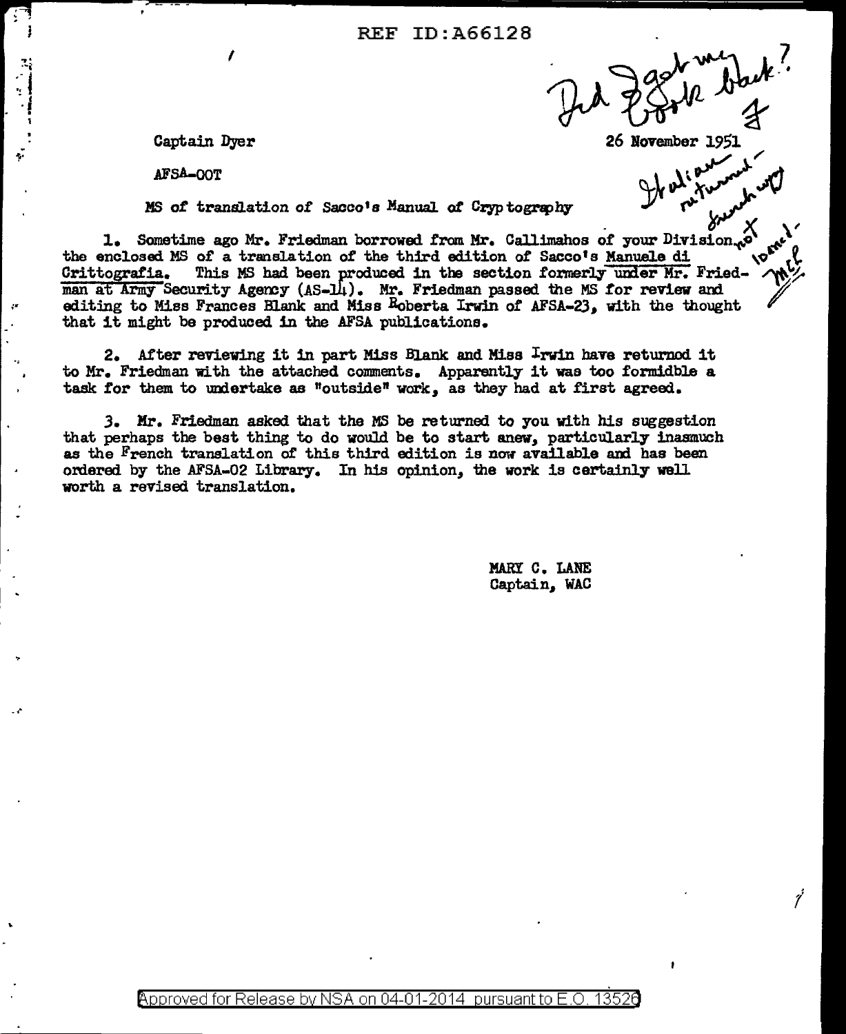REF ID:A66128

Did I get my book back? F

Captain Dyer

AFSA-OOT

26 November 1951

Italian returned not French copy

MS of translation of Sacco's Manual of Cryptography

1. Sometime ago Mr. Friedman borrowed from Mr. Callimahos of your Division, the enclosed MS of a translation of the third edition of Sacco's Manuele di Crittografia. This MS had been produced in the section formerly under Mr. Friedman at Army Security Agency (AS-14). Mr. Friedman passed the MS for review and editing to Miss Frances Blank and Miss Roberta Irwin of AFSA-23, with the thought that it might be produced in the AFSA publications.

not loaned - MCL

2. After reviewing it in part Miss Blank and Miss Irwin have returnod it to Mr. Friedman with the attached comments. Apparently it was too formidble a task for them to undertake as "outside" work, as they had at first agreed.

3. Mr. Friedman asked that the MS be returned to you with his suggestion that perhaps the best thing to do would be to start anew, particularly inasmuch as the French translation of this third edition is now available and has been ordered by the AFSA-02 Library. In his opinion, the work is certainly well worth a revised translation.

MARY C. LANE
Captain, WAC

Approved for Release by NSA on 04-01-2014 pursuant to E.O. 13526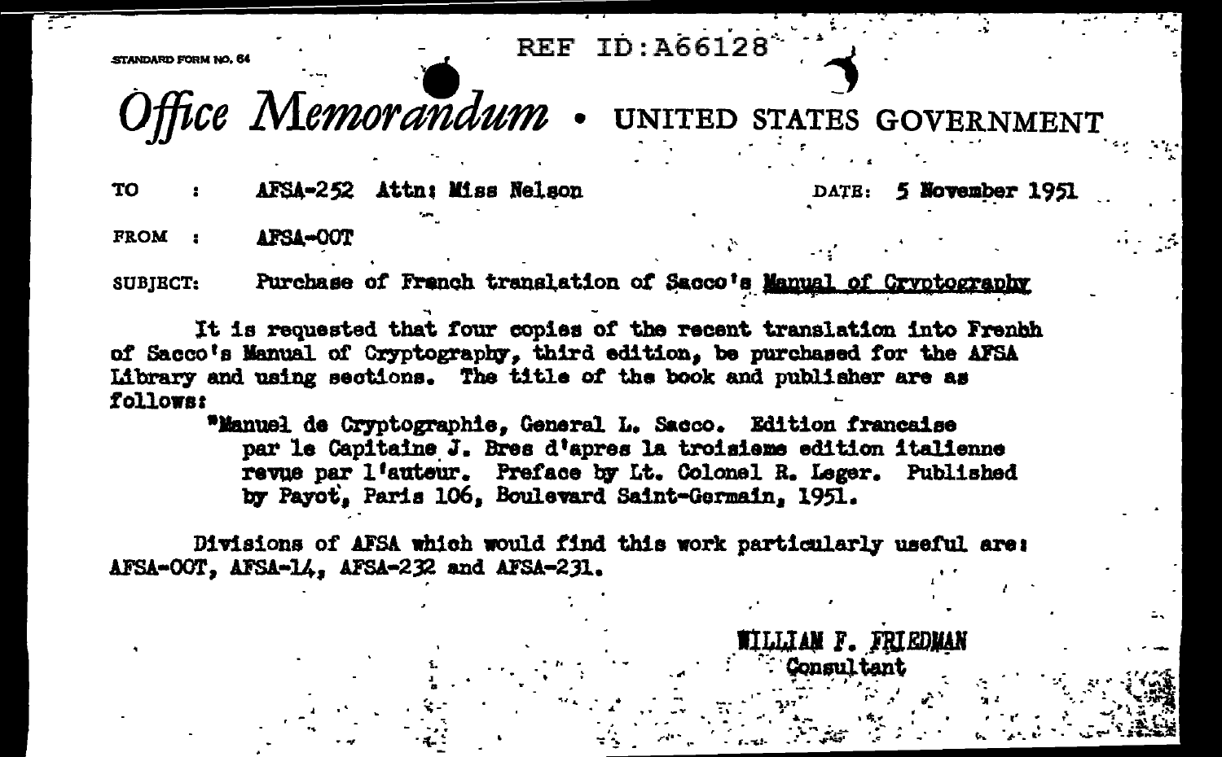REF ID:A66128

STANDARD FORM NO. 64

# *Office Memorandum* • UNITED STATES GOVERNMENT

TO : AFSA-252 Attn: Miss Nelson DATE: 5 November 1951

FROM : AFSA-OOT

SUBJECT: Purchase of French translation of Sacco's Manual of Cryptography

It is requested that four copies of the recent translation into Frenhh of Sacco's Manual of Cryptography, third edition, be purchased for the AFSA Library and using sections. The title of the book and publisher are as follows:

> "Manuel de Cryptographie, General L. Sacco. Edition francaise par le Capitaine J. Bres d'apres la troisieme edition italienne revue par l'auteur. Preface by Lt. Colonel R. Leger. Published by Payot, Paris 106, Boulevard Saint-Germain, 1951.

Divisions of AFSA which would find this work particularly useful are: AFSA-OOT, AFSA-14, AFSA-232 and AFSA-231.

WILLIAM F. FRIEDMAN
Consultant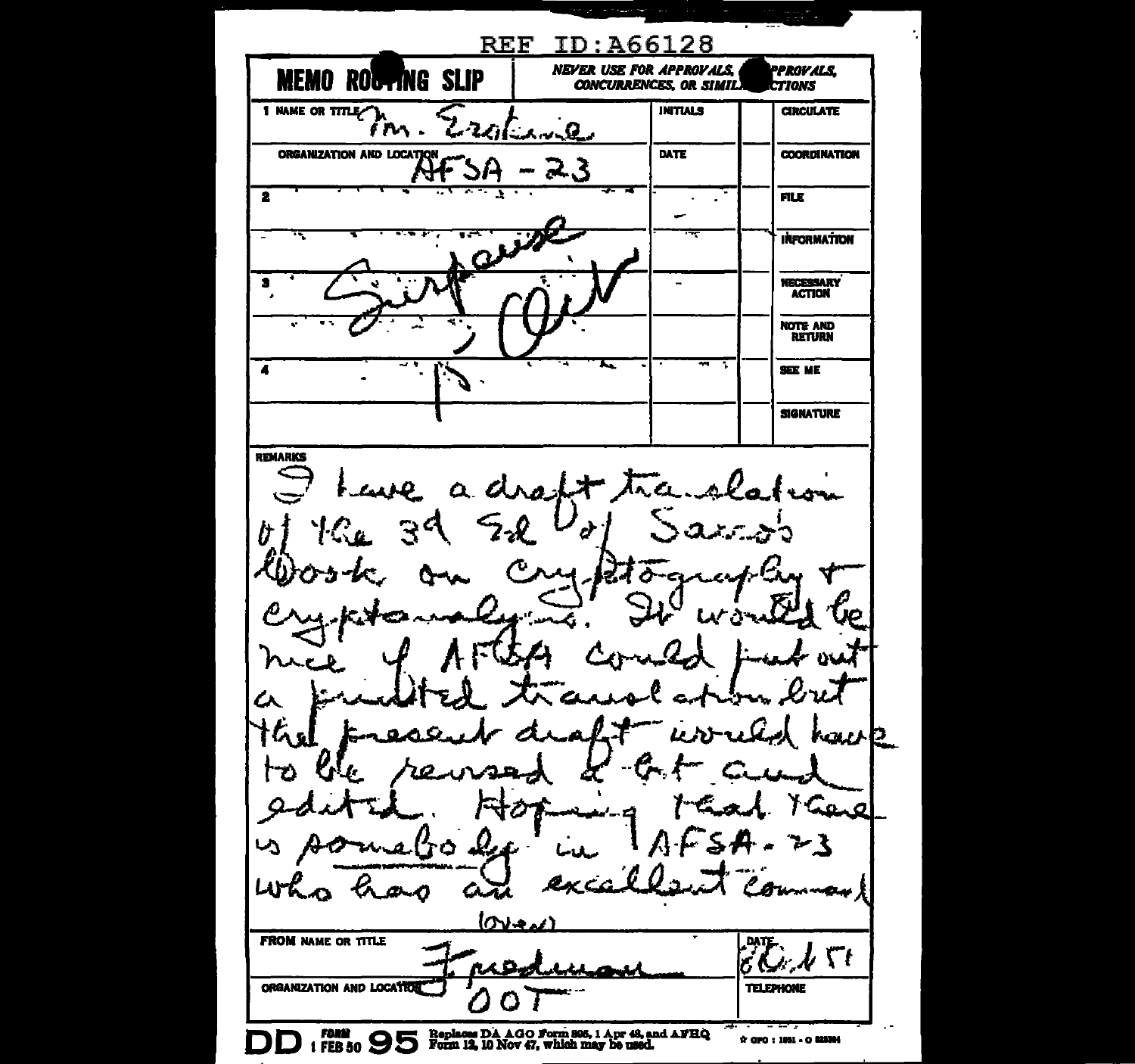REF ID:A66128

**MEMO ROUTING SLIP** | *NEVER USE FOR APPROVALS, DISAPPROVALS, CONCURRENCES, OR SIMILAR ACTIONS*

| | NAME OR TITLE | INITIALS | | |
|---|---|---|---|---|
| 1 | Mr. Erskine | | | CIRCULATE |
| | ORGANIZATION AND LOCATION: AFSA - 23 | DATE | | COORDINATION |
| 2 | | | | FILE |
| | Surpause | | | INFORMATION |
| 3 | Out | | | NECESSARY ACTION |
| | | | | NOTE AND RETURN |
| 4 | P | | | SEE ME |
| | | | | SIGNATURE |

REMARKS

I have a draft translation of the 3d Ed of Sacco's book on cryptography & cryptanalysis. It would be nice if AFSA could put out a printed translation but the present draft would have to be revised & cut and edited. Hoping that there is somebody in AFSA-23 who has an excellent command

(over)

FROM NAME OR TITLE: Friedman

ORGANIZATION AND LOCATION: OOT

DATE: 8 Oct 51

TELEPHONE:

DD FORM 1 FEB 50 95 — Replaces DA AGO Form 895, 1 Apr 48, and AFHQ Form 12, 10 Nov 47, which may be used.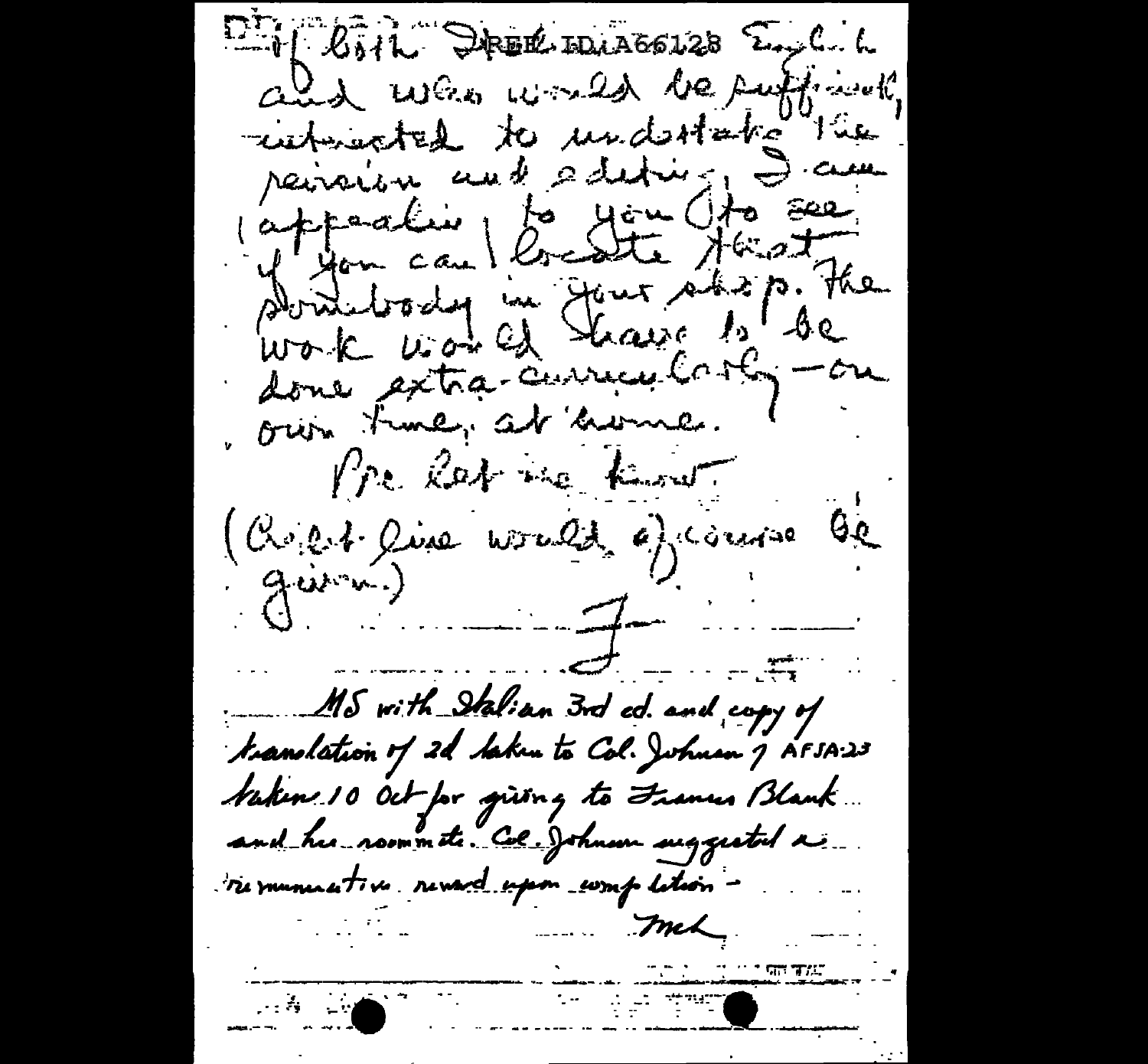REF ID:A66128

If both English and Wood would be sufficiently interested to undertake the revision and editing, I am appealing to you to see if you can locate that somebody in your shop. The work would have to be done extra-curricularly — on own time, at home.

Pse let me know.

(Credit line would of course be given.)

F

MS with Italian 3rd ed. and copy of translation of 2d taken to Col. Johnson 7 AFSA-23 taken 10 Oct for giving to Francis Blank and his roommate. Col. Johnson suggested a remunerative reward upon completion —

Mel